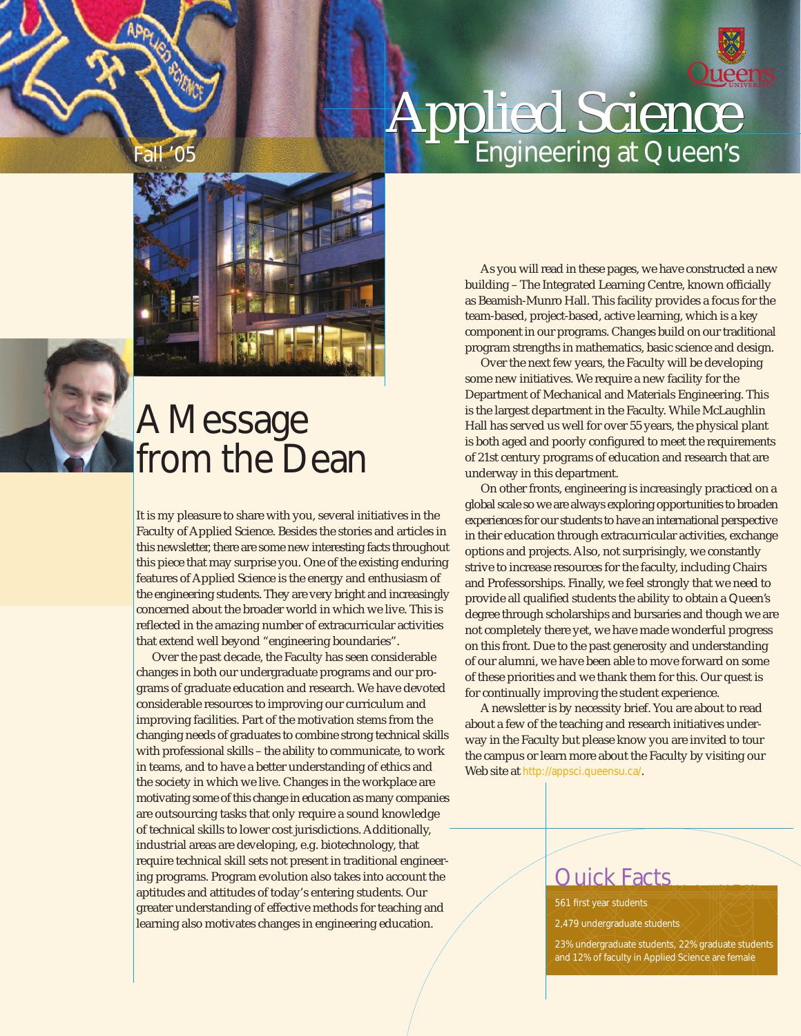Fall '05

# Applied Science

## Engineering at Queen's

# A Message from the Dean

It is my pleasure to share with you, several initiatives in the Faculty of Applied Science. Besides the stories and articles in this newsletter, there are some new interesting facts throughout this piece that may surprise you. One of the existing enduring features of Applied Science is the energy and enthusiasm of the engineering students. They are very bright and increasingly concerned about the broader world in which we live. This is reflected in the amazing number of extracurricular activities that extend well beyond "engineering boundaries".

Over the past decade, the Faculty has seen considerable changes in both our undergraduate programs and our programs of graduate education and research. We have devoted considerable resources to improving our curriculum and improving facilities. Part of the motivation stems from the changing needs of graduates to combine strong technical skills with professional skills – the ability to communicate, to work in teams, and to have a better understanding of ethics and the society in which we live. Changes in the workplace are motivating some of this change in education as many companies are outsourcing tasks that only require a sound knowledge of technical skills to lower cost jurisdictions. Additionally, industrial areas are developing, e.g. biotechnology, that require technical skill sets not present in traditional engineering programs. Program evolution also takes into account the aptitudes and attitudes of today's entering students. Our greater understanding of effective methods for teaching and learning also motivates changes in engineering education.

As you will read in these pages, we have constructed a new building – The Integrated Learning Centre, known officially as Beamish-Munro Hall. This facility provides a focus for the team-based, project-based, active learning, which is a key component in our programs. Changes build on our traditional program strengths in mathematics, basic science and design.

Over the next few years, the Faculty will be developing some new initiatives. We require a new facility for the Department of Mechanical and Materials Engineering. This is the largest department in the Faculty. While McLaughlin Hall has served us well for over 55 years, the physical plant is both aged and poorly configured to meet the requirements of 21st century programs of education and research that are underway in this department.

On other fronts, engineering is increasingly practiced on a global scale so we are always exploring opportunities to broaden experiences for our students to have an international perspective in their education through extracurricular activities, exchange options and projects. Also, not surprisingly, we constantly strive to increase resources for the faculty, including Chairs and Professorships. Finally, we feel strongly that we need to provide all qualified students the ability to obtain a Queen's degree through scholarships and bursaries and though we are not completely there yet, we have made wonderful progress on this front. Due to the past generosity and understanding of our alumni, we have been able to move forward on some of these priorities and we thank them for this. Our quest is for continually improving the student experience.

A newsletter is by necessity brief. You are about to read about a few of the teaching and research initiatives underway in the Faculty but please know you are invited to tour the campus or learn more about the Faculty by visiting our Web site at http://appsci.queensu.ca/.

## Quick Facts

561 first year students

2,479 undergraduate students

23% undergraduate students, 22% graduate students and 12% of faculty in Applied Science are female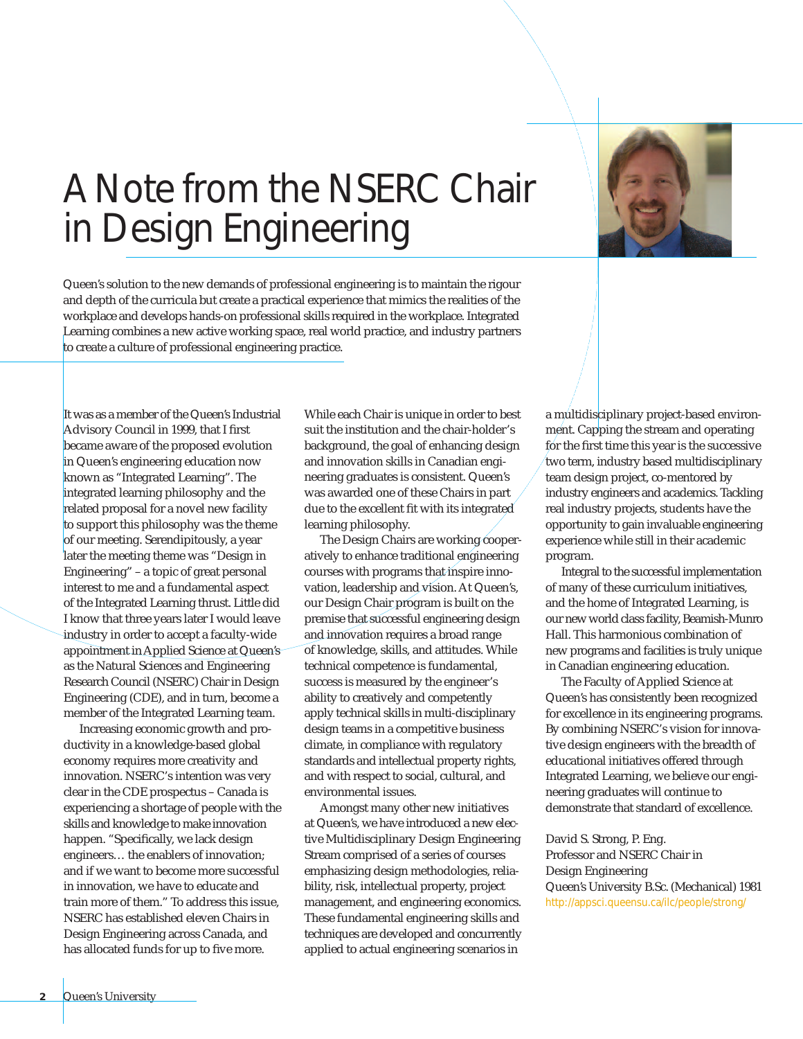# A Note from the NSERC Chair in Design Engineering

Queen's solution to the new demands of professional engineering is to maintain the rigour and depth of the curricula but create a practical experience that mimics the realities of the workplace and develops hands-on professional skills required in the workplace. Integrated Learning combines a new active working space, real world practice, and industry partners to create a culture of professional engineering practice.

It was as a member of the Queen's Industrial Advisory Council in 1999, that I first became aware of the proposed evolution in Queen's engineering education now known as "Integrated Learning". The integrated learning philosophy and the related proposal for a novel new facility to support this philosophy was the theme of our meeting. Serendipitously, a year later the meeting theme was "Design in Engineering" – a topic of great personal interest to me and a fundamental aspect of the Integrated Learning thrust. Little did I know that three years later I would leave industry in order to accept a faculty-wide appointment in Applied Science at Queen's as the Natural Sciences and Engineering Research Council (NSERC) Chair in Design Engineering (CDE), and in turn, become a member of the Integrated Learning team.

Increasing economic growth and productivity in a knowledge-based global economy requires more creativity and innovation. NSERC's intention was very clear in the CDE prospectus – Canada is experiencing a shortage of people with the skills and knowledge to make innovation happen. "Specifically, we lack design engineers… the enablers of innovation; and if we want to become more successful in innovation, we have to educate and train more of them." To address this issue, NSERC has established eleven Chairs in Design Engineering across Canada, and has allocated funds for up to five more.

While each Chair is unique in order to best suit the institution and the chair-holder's background, the goal of enhancing design and innovation skills in Canadian engineering graduates is consistent. Queen's was awarded one of these Chairs in part due to the excellent fit with its integrated learning philosophy.

The Design Chairs are working cooperatively to enhance traditional engineering courses with programs that inspire innovation, leadership and vision. At Queen's, our Design Chair program is built on the premise that successful engineering design and innovation requires a broad range of knowledge, skills, and attitudes. While technical competence is fundamental, success is measured by the engineer's ability to creatively and competently apply technical skills in multi-disciplinary design teams in a competitive business climate, in compliance with regulatory standards and intellectual property rights, and with respect to social, cultural, and environmental issues.

Amongst many other new initiatives at Queen's, we have introduced a new elective Multidisciplinary Design Engineering Stream comprised of a series of courses emphasizing design methodologies, reliability, risk, intellectual property, project management, and engineering economics. These fundamental engineering skills and techniques are developed and concurrently applied to actual engineering scenarios in a multidisciplinary project-based environment. Capping the stream and operating for the first time this year is the successive two term, industry based multidisciplinary team design project, co-mentored by industry engineers and academics. Tackling real industry projects, students have the opportunity to gain invaluable engineering experience while still in their academic program.

Integral to the successful implementation of many of these curriculum initiatives, and the home of Integrated Learning, is our new world class facility, Beamish-Munro Hall. This harmonious combination of new programs and facilities is truly unique in Canadian engineering education.

The Faculty of Applied Science at Queen's has consistently been recognized for excellence in its engineering programs. By combining NSERC's vision for innovative design engineers with the breadth of educational initiatives offered through Integrated Learning, we believe our engineering graduates will continue to demonstrate that standard of excellence.

David S. Strong, P. Eng.
Professor and NSERC Chair in Design Engineering
Queen's University B.Sc. (Mechanical) 1981
http://appsci.queensu.ca/ilc/people/strong/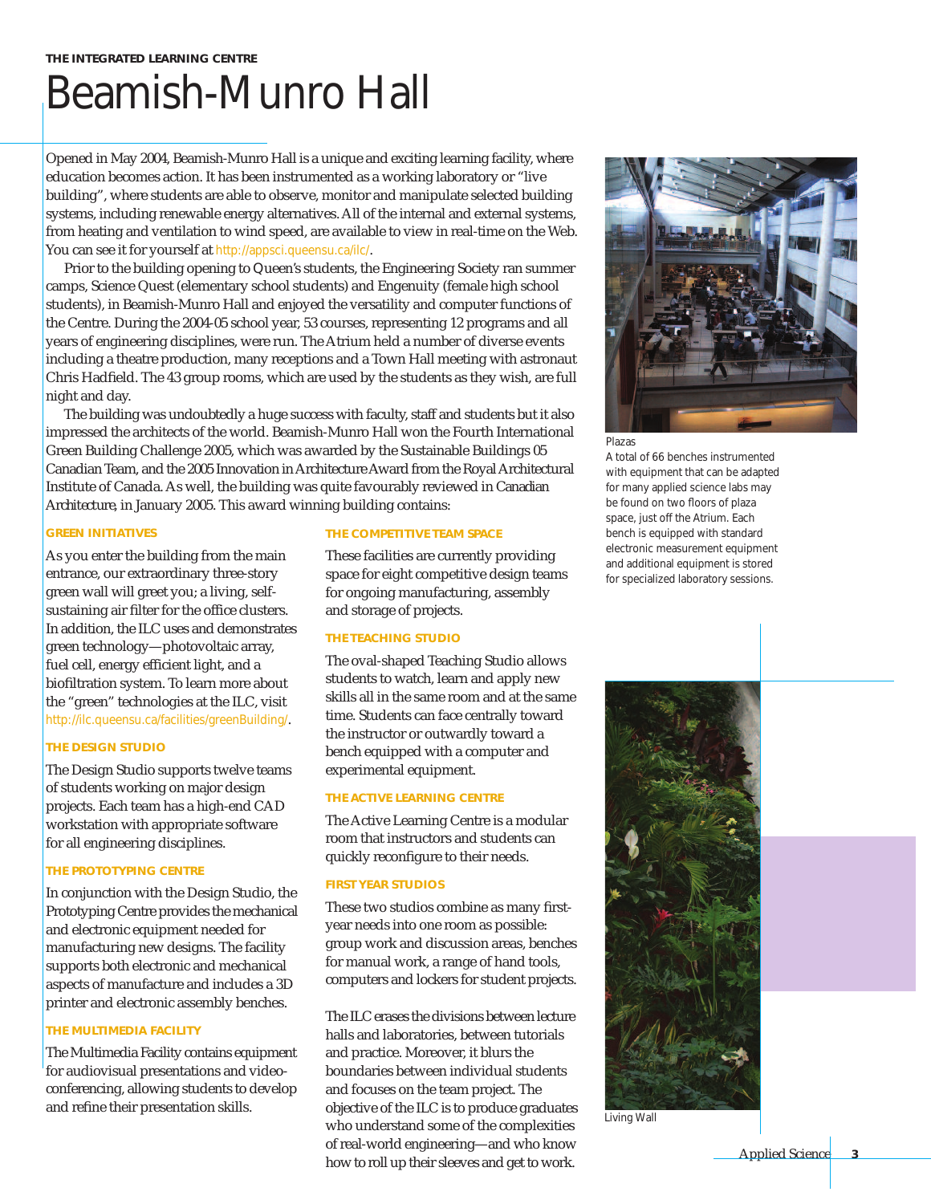THE INTEGRATED LEARNING CENTRE

# Beamish-Munro Hall

Opened in May 2004, Beamish-Munro Hall is a unique and exciting learning facility, where education becomes action. It has been instrumented as a working laboratory or "live building", where students are able to observe, monitor and manipulate selected building systems, including renewable energy alternatives. All of the internal and external systems, from heating and ventilation to wind speed, are available to view in real-time on the Web. You can see it for yourself at http://appsci.queensu.ca/ilc/.

Prior to the building opening to Queen's students, the Engineering Society ran summer camps, Science Quest (elementary school students) and Engenuity (female high school students), in Beamish-Munro Hall and enjoyed the versatility and computer functions of the Centre. During the 2004-05 school year, 53 courses, representing 12 programs and all years of engineering disciplines, were run. The Atrium held a number of diverse events including a theatre production, many receptions and a Town Hall meeting with astronaut Chris Hadfield. The 43 group rooms, which are used by the students as they wish, are full night and day.

The building was undoubtedly a huge success with faculty, staff and students but it also impressed the architects of the world. Beamish-Munro Hall won the Fourth International Green Building Challenge 2005, which was awarded by the Sustainable Buildings 05 Canadian Team, and the 2005 Innovation in Architecture Award from the Royal Architectural Institute of Canada. As well, the building was quite favourably reviewed in Canadian *Architecture*, in January 2005. This award winning building contains:

### GREEN INITIATIVES

As you enter the building from the main entrance, our extraordinary three-story green wall will greet you; a living, self-sustaining air filter for the office clusters. In addition, the ILC uses and demonstrates green technology—photovoltaic array, fuel cell, energy efficient light, and a biofiltration system. To learn more about the "green" technologies at the ILC, visit http://ilc.queensu.ca/facilities/greenBuilding/.

### THE DESIGN STUDIO

The Design Studio supports twelve teams of students working on major design projects. Each team has a high-end CAD workstation with appropriate software for all engineering disciplines.

### THE PROTOTYPING CENTRE

In conjunction with the Design Studio, the Prototyping Centre provides the mechanical and electronic equipment needed for manufacturing new designs. The facility supports both electronic and mechanical aspects of manufacture and includes a 3D printer and electronic assembly benches.

### THE MULTIMEDIA FACILITY

The Multimedia Facility contains equipment for audiovisual presentations and video-conferencing, allowing students to develop and refine their presentation skills.

### THE COMPETITIVE TEAM SPACE

These facilities are currently providing space for eight competitive design teams for ongoing manufacturing, assembly and storage of projects.

### THE TEACHING STUDIO

The oval-shaped Teaching Studio allows students to watch, learn and apply new skills all in the same room and at the same time. Students can face centrally toward the instructor or outwardly toward a bench equipped with a computer and experimental equipment.

### THE ACTIVE LEARNING CENTRE

The Active Learning Centre is a modular room that instructors and students can quickly reconfigure to their needs.

### FIRST YEAR STUDIOS

These two studios combine as many first-year needs into one room as possible: group work and discussion areas, benches for manual work, a range of hand tools, computers and lockers for student projects.

The ILC erases the divisions between lecture halls and laboratories, between tutorials and practice. Moreover, it blurs the boundaries between individual students and focuses on the team project. The objective of the ILC is to produce graduates who understand some of the complexities of real-world engineering—and who know how to roll up their sleeves and get to work.

Plazas

A total of 66 benches instrumented with equipment that can be adapted for many applied science labs may be found on two floors of plaza space, just off the Atrium. Each bench is equipped with standard electronic measurement equipment and additional equipment is stored for specialized laboratory sessions.

Living Wall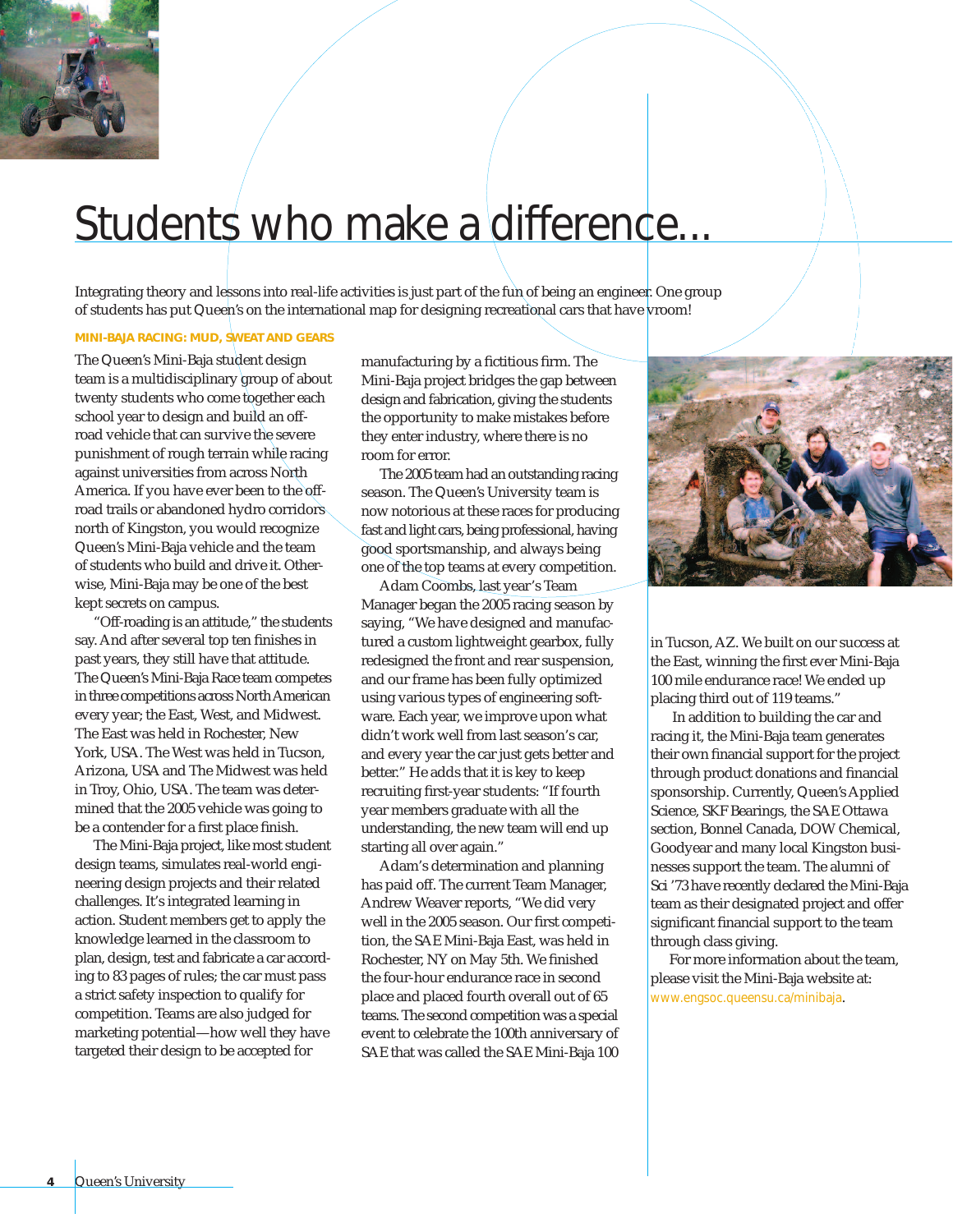# Students who make a difference...

Integrating theory and lessons into real-life activities is just part of the fun of being an engineer. One group of students has put Queen's on the international map for designing recreational cars that have vroom!

### MINI-BAJA RACING: MUD, SWEAT AND GEARS

The Queen's Mini-Baja student design team is a multidisciplinary group of about twenty students who come together each school year to design and build an off-road vehicle that can survive the severe punishment of rough terrain while racing against universities from across North America. If you have ever been to the off-road trails or abandoned hydro corridors north of Kingston, you would recognize Queen's Mini-Baja vehicle and the team of students who build and drive it. Otherwise, Mini-Baja may be one of the best kept secrets on campus.

"Off-roading is an attitude," the students say. And after several top ten finishes in past years, they still have that attitude. The Queen's Mini-Baja Race team competes in three competitions across North American every year; the East, West, and Midwest. The East was held in Rochester, New York, USA. The West was held in Tucson, Arizona, USA and The Midwest was held in Troy, Ohio, USA. The team was determined that the 2005 vehicle was going to be a contender for a first place finish.

The Mini-Baja project, like most student design teams, simulates real-world engineering design projects and their related challenges. It's integrated learning in action. Student members get to apply the knowledge learned in the classroom to plan, design, test and fabricate a car according to 83 pages of rules; the car must pass a strict safety inspection to qualify for competition. Teams are also judged for marketing potential—how well they have targeted their design to be accepted for manufacturing by a fictitious firm. The Mini-Baja project bridges the gap between design and fabrication, giving the students the opportunity to make mistakes before they enter industry, where there is no room for error.

The 2005 team had an outstanding racing season. The Queen's University team is now notorious at these races for producing fast and light cars, being professional, having good sportsmanship, and always being one of the top teams at every competition.

Adam Coombs, last year's Team Manager began the 2005 racing season by saying, "We have designed and manufactured a custom lightweight gearbox, fully redesigned the front and rear suspension, and our frame has been fully optimized using various types of engineering software. Each year, we improve upon what didn't work well from last season's car, and every year the car just gets better and better." He adds that it is key to keep recruiting first-year students: "If fourth year members graduate with all the understanding, the new team will end up starting all over again."

Adam's determination and planning has paid off. The current Team Manager, Andrew Weaver reports, "We did very well in the 2005 season. Our first competition, the SAE Mini-Baja East, was held in Rochester, NY on May 5th. We finished the four-hour endurance race in second place and placed fourth overall out of 65 teams. The second competition was a special event to celebrate the 100th anniversary of SAE that was called the SAE Mini-Baja 100 in Tucson, AZ. We built on our success at the East, winning the first ever Mini-Baja 100 mile endurance race! We ended up placing third out of 119 teams."

In addition to building the car and racing it, the Mini-Baja team generates their own financial support for the project through product donations and financial sponsorship. Currently, Queen's Applied Science, SKF Bearings, the SAE Ottawa section, Bonnel Canada, DOW Chemical, Goodyear and many local Kingston businesses support the team. The alumni of Sci '73 have recently declared the Mini-Baja team as their designated project and offer significant financial support to the team through class giving.

For more information about the team, please visit the Mini-Baja website at: www.engsoc.queensu.ca/minibaja.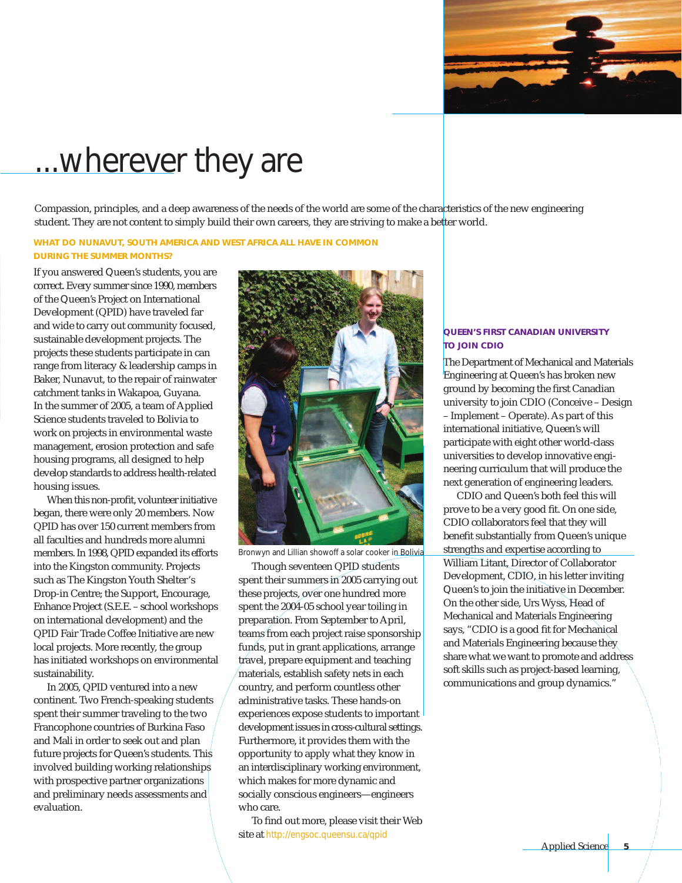# ...wherever they are

Compassion, principles, and a deep awareness of the needs of the world are some of the characteristics of the new engineering student. They are not content to simply build their own careers, they are striving to make a better world.

### WHAT DO NUNAVUT, SOUTH AMERICA AND WEST AFRICA ALL HAVE IN COMMON DURING THE SUMMER MONTHS?

If you answered Queen's students, you are correct. Every summer since 1990, members of the Queen's Project on International Development (QPID) have traveled far and wide to carry out community focused, sustainable development projects. The projects these students participate in can range from literacy & leadership camps in Baker, Nunavut, to the repair of rainwater catchment tanks in Wakapoa, Guyana. In the summer of 2005, a team of Applied Science students traveled to Bolivia to work on projects in environmental waste management, erosion protection and safe housing programs, all designed to help develop standards to address health-related housing issues.

When this non-profit, volunteer initiative began, there were only 20 members. Now QPID has over 150 current members from all faculties and hundreds more alumni members. In 1998, QPID expanded its efforts into the Kingston community. Projects such as The Kingston Youth Shelter's Drop-in Centre; the Support, Encourage, Enhance Project (S.E.E. – school workshops on international development) and the QPID Fair Trade Coffee Initiative are new local projects. More recently, the group has initiated workshops on environmental sustainability.

In 2005, QPID ventured into a new continent. Two French-speaking students spent their summer traveling to the two Francophone countries of Burkina Faso and Mali in order to seek out and plan future projects for Queen's students. This involved building working relationships with prospective partner organizations and preliminary needs assessments and evaluation.

Bronwyn and Lillian showoff a solar cooker in Bolivia

Though seventeen QPID students spent their summers in 2005 carrying out these projects, over one hundred more spent the 2004-05 school year toiling in preparation. From September to April, teams from each project raise sponsorship funds, put in grant applications, arrange travel, prepare equipment and teaching materials, establish safety nets in each country, and perform countless other administrative tasks. These hands-on experiences expose students to important development issues in cross-cultural settings. Furthermore, it provides them with the opportunity to apply what they know in an interdisciplinary working environment, which makes for more dynamic and socially conscious engineers—engineers who care.

To find out more, please visit their Web site at http://engsoc.queensu.ca/qpid

### QUEEN'S FIRST CANADIAN UNIVERSITY TO JOIN CDIO

The Department of Mechanical and Materials Engineering at Queen's has broken new ground by becoming the first Canadian university to join CDIO (Conceive – Design – Implement – Operate). As part of this international initiative, Queen's will participate with eight other world-class universities to develop innovative engineering curriculum that will produce the next generation of engineering leaders.

CDIO and Queen's both feel this will prove to be a very good fit. On one side, CDIO collaborators feel that they will benefit substantially from Queen's unique strengths and expertise according to William Litant, Director of Collaborator Development, CDIO, in his letter inviting Queen's to join the initiative in December. On the other side, Urs Wyss, Head of Mechanical and Materials Engineering says, "CDIO is a good fit for Mechanical and Materials Engineering because they share what we want to promote and address soft skills such as project-based learning, communications and group dynamics."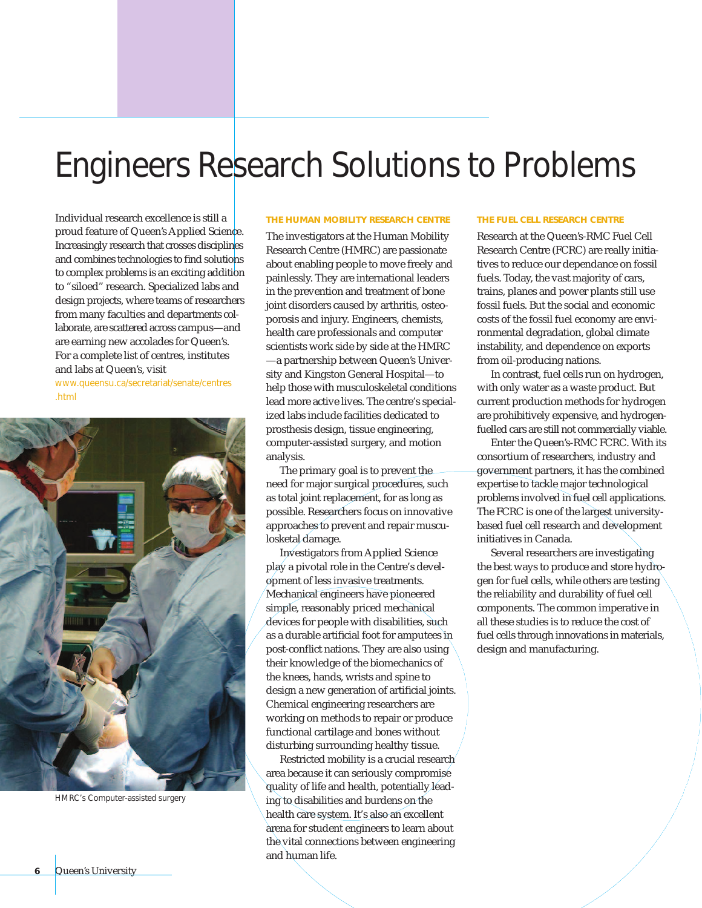# Engineers Research Solutions to Problems

Individual research excellence is still a proud feature of Queen's Applied Science. Increasingly research that crosses disciplines and combines technologies to find solutions to complex problems is an exciting addition to "siloed" research. Specialized labs and design projects, where teams of researchers from many faculties and departments collaborate, are scattered across campus—and are earning new accolades for Queen's. For a complete list of centres, institutes and labs at Queen's, visit www.queensu.ca/secretariat/senate/centres.html

HMRC's Computer-assisted surgery

## THE HUMAN MOBILITY RESEARCH CENTRE

The investigators at the Human Mobility Research Centre (HMRC) are passionate about enabling people to move freely and painlessly. They are international leaders in the prevention and treatment of bone joint disorders caused by arthritis, osteoporosis and injury. Engineers, chemists, health care professionals and computer scientists work side by side at the HMRC—a partnership between Queen's University and Kingston General Hospital—to help those with musculoskeletal conditions lead more active lives. The centre's specialized labs include facilities dedicated to prosthesis design, tissue engineering, computer-assisted surgery, and motion analysis.

The primary goal is to prevent the need for major surgical procedures, such as total joint replacement, for as long as possible. Researchers focus on innovative approaches to prevent and repair musculoskeletal damage.

Investigators from Applied Science play a pivotal role in the Centre's development of less invasive treatments. Mechanical engineers have pioneered simple, reasonably priced mechanical devices for people with disabilities, such as a durable artificial foot for amputees in post-conflict nations. They are also using their knowledge of the biomechanics of the knees, hands, wrists and spine to design a new generation of artificial joints. Chemical engineering researchers are working on methods to repair or produce functional cartilage and bones without disturbing surrounding healthy tissue.

Restricted mobility is a crucial research area because it can seriously compromise quality of life and health, potentially leading to disabilities and burdens on the health care system. It's also an excellent arena for student engineers to learn about the vital connections between engineering and human life.

## THE FUEL CELL RESEARCH CENTRE

Research at the Queen's-RMC Fuel Cell Research Centre (FCRC) are really initiatives to reduce our dependance on fossil fuels. Today, the vast majority of cars, trains, planes and power plants still use fossil fuels. But the social and economic costs of the fossil fuel economy are environmental degradation, global climate instability, and dependence on exports from oil-producing nations.

In contrast, fuel cells run on hydrogen, with only water as a waste product. But current production methods for hydrogen are prohibitively expensive, and hydrogen-fuelled cars are still not commercially viable.

Enter the Queen's-RMC FCRC. With its consortium of researchers, industry and government partners, it has the combined expertise to tackle major technological problems involved in fuel cell applications. The FCRC is one of the largest university-based fuel cell research and development initiatives in Canada.

Several researchers are investigating the best ways to produce and store hydrogen for fuel cells, while others are testing the reliability and durability of fuel cell components. The common imperative in all these studies is to reduce the cost of fuel cells through innovations in materials, design and manufacturing.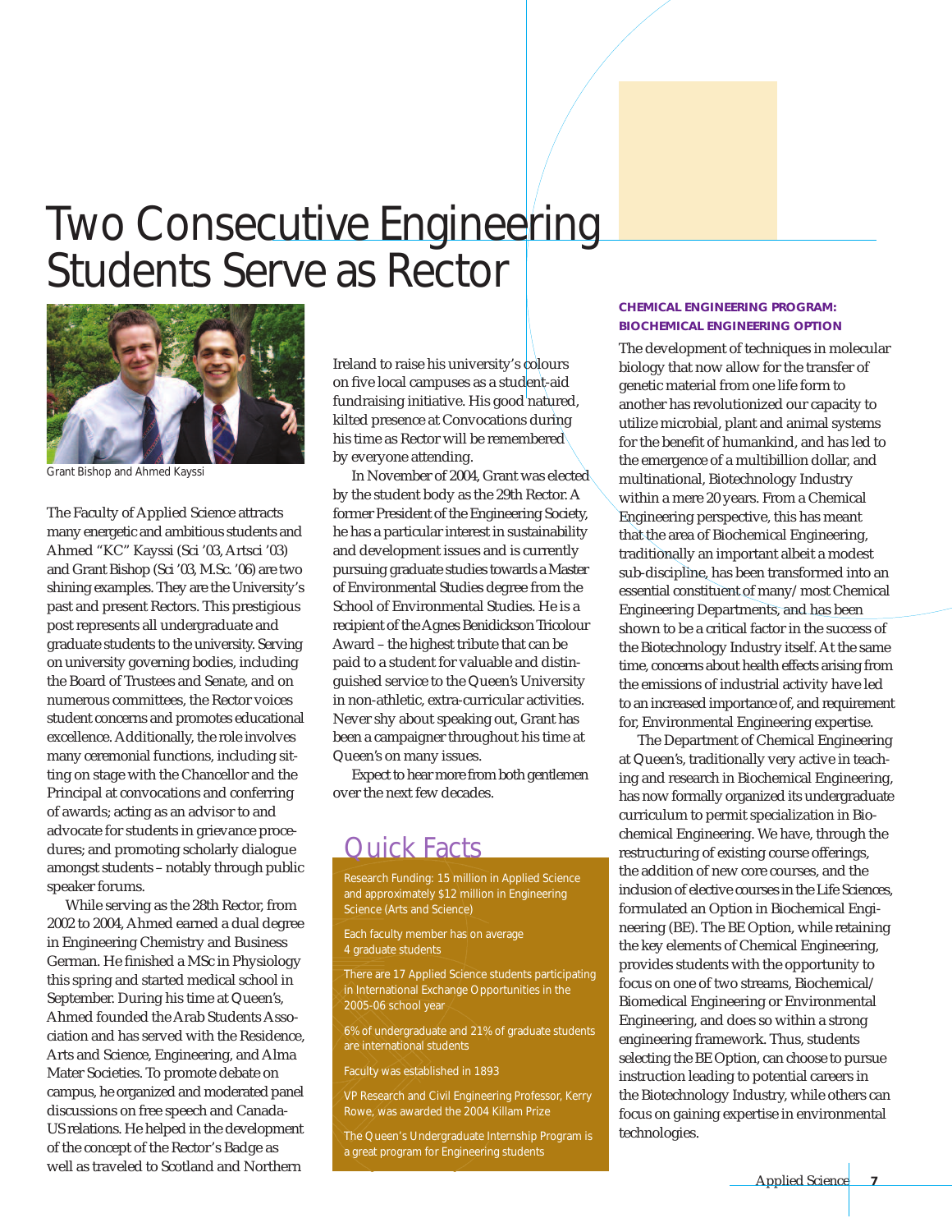# Two Consecutive Engineering Students Serve as Rector

Grant Bishop and Ahmed Kayssi

The Faculty of Applied Science attracts many energetic and ambitious students and Ahmed "KC" Kayssi (Sci '03, Artsci '03) and Grant Bishop (Sci '03, M.Sc. '06) are two shining examples. They are the University's past and present Rectors. This prestigious post represents all undergraduate and graduate students to the university. Serving on university governing bodies, including the Board of Trustees and Senate, and on numerous committees, the Rector voices student concerns and promotes educational excellence. Additionally, the role involves many ceremonial functions, including sitting on stage with the Chancellor and the Principal at convocations and conferring of awards; acting as an advisor to and advocate for students in grievance procedures; and promoting scholarly dialogue amongst students – notably through public speaker forums.

While serving as the 28th Rector, from 2002 to 2004, Ahmed earned a dual degree in Engineering Chemistry and Business German. He finished a MSc in Physiology this spring and started medical school in September. During his time at Queen's, Ahmed founded the Arab Students Association and has served with the Residence, Arts and Science, Engineering, and Alma Mater Societies. To promote debate on campus, he organized and moderated panel discussions on free speech and Canada-US relations. He helped in the development of the concept of the Rector's Badge as well as traveled to Scotland and Northern Ireland to raise his university's colours on five local campuses as a student-aid fundraising initiative. His good natured, kilted presence at Convocations during his time as Rector will be remembered by everyone attending.

In November of 2004, Grant was elected by the student body as the 29th Rector. A former President of the Engineering Society, he has a particular interest in sustainability and development issues and is currently pursuing graduate studies towards a Master of Environmental Studies degree from the School of Environmental Studies. He is a recipient of the Agnes Benidickson Tricolour Award – the highest tribute that can be paid to a student for valuable and distinguished service to the Queen's University in non-athletic, extra-curricular activities. Never shy about speaking out, Grant has been a campaigner throughout his time at Queen's on many issues.

Expect to hear more from both gentlemen over the next few decades.

## Quick Facts

Research Funding: 15 million in Applied Science and approximately $12 million in Engineering Science (Arts and Science)

Each faculty member has on average 4 graduate students

There are 17 Applied Science students participating in International Exchange Opportunities in the 2005-06 school year

6% of undergraduate and 21% of graduate students are international students

Faculty was established in 1893

VP Research and Civil Engineering Professor, Kerry Rowe, was awarded the 2004 Killam Prize

The Queen's Undergraduate Internship Program is a great program for Engineering students

### CHEMICAL ENGINEERING PROGRAM: BIOCHEMICAL ENGINEERING OPTION

The development of techniques in molecular biology that now allow for the transfer of genetic material from one life form to another has revolutionized our capacity to utilize microbial, plant and animal systems for the benefit of humankind, and has led to the emergence of a multibillion dollar, and multinational, Biotechnology Industry within a mere 20 years. From a Chemical Engineering perspective, this has meant that the area of Biochemical Engineering, traditionally an important albeit a modest sub-discipline, has been transformed into an essential constituent of many/most Chemical Engineering Departments, and has been shown to be a critical factor in the success of the Biotechnology Industry itself. At the same time, concerns about health effects arising from the emissions of industrial activity have led to an increased importance of, and requirement for, Environmental Engineering expertise.

The Department of Chemical Engineering at Queen's, traditionally very active in teaching and research in Biochemical Engineering, has now formally organized its undergraduate curriculum to permit specialization in Biochemical Engineering. We have, through the restructuring of existing course offerings, the addition of new core courses, and the inclusion of elective courses in the Life Sciences, formulated an Option in Biochemical Engineering (BE). The BE Option, while retaining the key elements of Chemical Engineering, provides students with the opportunity to focus on one of two streams, Biochemical/Biomedical Engineering or Environmental Engineering, and does so within a strong engineering framework. Thus, students selecting the BE Option, can choose to pursue instruction leading to potential careers in the Biotechnology Industry, while others can focus on gaining expertise in environmental technologies.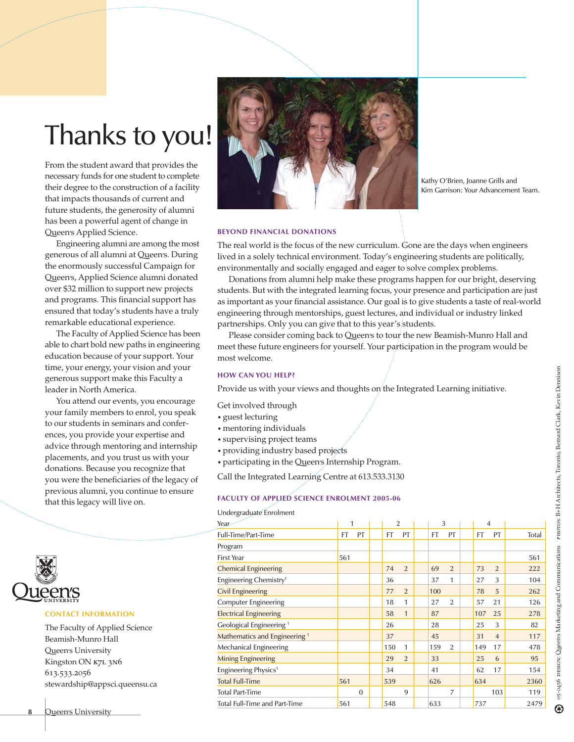# Thanks to you!

From the student award that provides the necessary funds for one student to complete their degree to the construction of a facility that impacts thousands of current and future students, the generosity of alumni has been a powerful agent of change in Queen's Applied Science.

Engineering alumni are among the most generous of all alumni at Queen's. During the enormously successful Campaign for Queen's, Applied Science alumni donated over $32 million to support new projects and programs. This financial support has ensured that today's students have a truly remarkable educational experience.

The Faculty of Applied Science has been able to chart bold new paths in engineering education because of your support. Your time, your energy, your vision and your generous support make this Faculty a leader in North America.

You attend our events, you encourage your family members to enrol, you speak to our students in seminars and conferences, you provide your expertise and advice through mentoring and internship placements, and you trust us with your donations. Because you recognize that you were the beneficiaries of the legacy of previous alumni, you continue to ensure that this legacy will live on.

Kathy O'Brien, Joanne Grills and Kim Garrison: Your Advancement Team.

### BEYOND FINANCIAL DONATIONS

The real world is the focus of the new curriculum. Gone are the days when engineers lived in a solely technical environment. Today's engineering students are politically, environmentally and socially engaged and eager to solve complex problems.

Donations from alumni help make these programs happen for our bright, deserving students. But with the integrated learning focus, your presence and participation are just as important as your financial assistance. Our goal is to give students a taste of real-world engineering through mentorships, guest lectures, and individual or industry linked partnerships. Only you can give that to this year's students.

Please consider coming back to Queen's to tour the new Beamish-Munro Hall and meet these future engineers for yourself. Your participation in the program would be most welcome.

### HOW CAN YOU HELP?

Provide us with your views and thoughts on the Integrated Learning initiative.

Get involved through
- guest lecturing
- mentoring individuals
- supervising project teams
- providing industry based projects
- participating in the Queen's Internship Program.

Call the Integrated Learning Centre at 613.533.3130

### FACULTY OF APPLIED SCIENCE ENROLMENT 2005-06

Undergraduate Enrolment

| Year | 1 | | 2 | | 3 | | 4 | | |
|---|---|---|---|---|---|---|---|---|---|
| Full-Time/Part-Time | FT | PT | FT | PT | FT | PT | FT | PT | Total |
| Program | | | | | | | | | |
| First Year | 561 | | | | | | | | 561 |
| Chemical Engineering | | | 74 | 2 | 69 | 2 | 73 | 2 | 222 |
| Engineering Chemistry[1] | | | 36 | | 37 | 1 | 27 | 3 | 104 |
| Civil Engineering | | | 77 | 2 | 100 | | 78 | 5 | 262 |
| Computer Engineering | | | 18 | 1 | 27 | 2 | 57 | 21 | 126 |
| Electrical Engineering | | | 58 | 1 | 87 | | 107 | 25 | 278 |
| Geological Engineering[1] | | | 26 | | 28 | | 25 | 3 | 82 |
| Mathematics and Engineering[1] | | | 37 | | 45 | | 31 | 4 | 117 |
| Mechanical Engineering | | | 150 | 1 | 159 | 2 | 149 | 17 | 478 |
| Mining Engineering | | | 29 | 2 | 33 | | 25 | 6 | 95 |
| Engineering Physics[1] | | | 34 | | 41 | | 62 | 17 | 154 |
| Total Full-Time | 561 | | 539 | | 626 | | 634 | | 2360 |
| Total Part-Time | | 0 | | 9 | | 7 | | 103 | 119 |
| Total Full-Time and Part-Time | 561 | | 548 | | 633 | | 737 | | 2479 |

Queen's University

### CONTACT INFORMATION

The Faculty of Applied Science
Beamish-Munro Hall
Queen's University
Kingston ON K7L 3N6
613.533.2056
stewardship@appsci.queensu.ca

05-0456 DESIGN: Queen's Marketing and Communications PHOTOS: B+H Architects, Toronto, Bernard Clark, Kevin Dennison